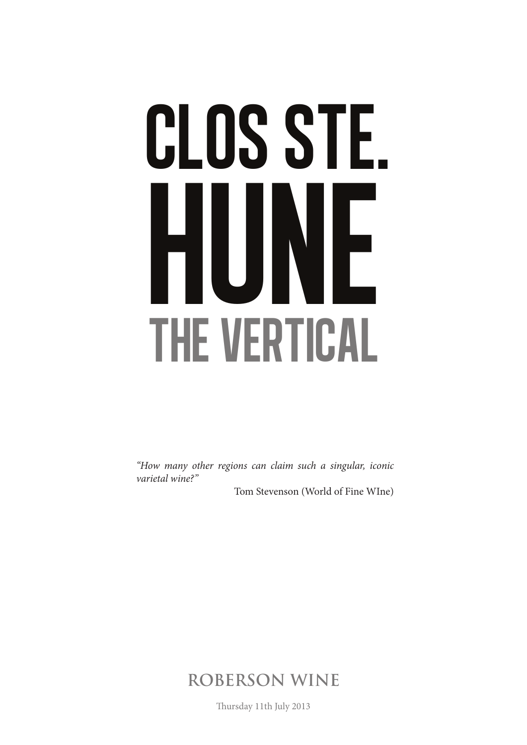# CLOS STE. HUNE

## THE VERTICAL

*"How many other regions can claim such a singular, iconic varietal wine?"*

Tom Stevenson (World of Fine WIne)

**ROBERSON WINE**

Thursday 11th July 2013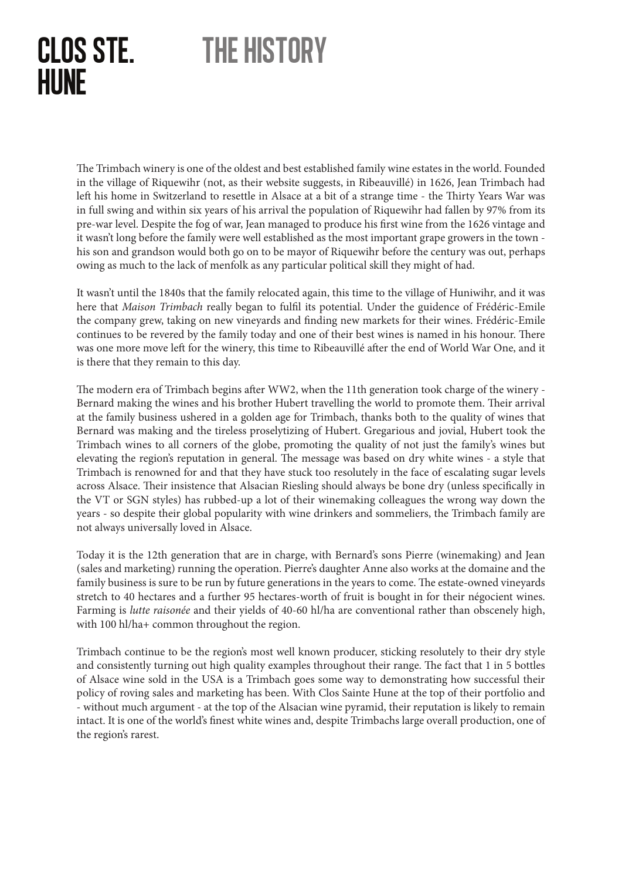# CLOS STE. HUNE

# THE HISTORY

The Trimbach winery is one of the oldest and best established family wine estates in the world. Founded in the village of Riquewihr (not, as their website suggests, in Ribeauvillé) in 1626, Jean Trimbach had left his home in Switzerland to resettle in Alsace at a bit of a strange time - the Thirty Years War was in full swing and within six years of his arrival the population of Riquewihr had fallen by 97% from its pre-war level. Despite the fog of war, Jean managed to produce his first wine from the 1626 vintage and it wasn't long before the family were well established as the most important grape growers in the town - his son and grandson would both go on to be mayor of Riquewihr before the century was out, perhaps owing as much to the lack of menfolk as any particular political skill they might of had.

It wasn't until the 1840s that the family relocated again, this time to the village of Huniwihr, and it was here that *Maison Trimbach* really began to fulfil its potential. Under the guidence of Frédéric-Emile the company grew, taking on new vineyards and finding new markets for their wines. Frédéric-Emile continues to be revered by the family today and one of their best wines is named in his honour. There was one more move left for the winery, this time to Ribeauvillé after the end of World War One, and it is there that they remain to this day.

The modern era of Trimbach begins after WW2, when the 11th generation took charge of the winery - Bernard making the wines and his brother Hubert travelling the world to promote them. Their arrival at the family business ushered in a golden age for Trimbach, thanks both to the quality of wines that Bernard was making and the tireless proselytizing of Hubert. Gregarious and jovial, Hubert took the Trimbach wines to all corners of the globe, promoting the quality of not just the family's wines but elevating the region's reputation in general. The message was based on dry white wines - a style that Trimbach is renowned for and that they have stuck too resolutely in the face of escalating sugar levels across Alsace. Their insistence that Alsacian Riesling should always be bone dry (unless specifically in the VT or SGN styles) has rubbed-up a lot of their winemaking colleagues the wrong way down the years - so despite their global popularity with wine drinkers and sommeliers, the Trimbach family are not always universally loved in Alsace.

Today it is the 12th generation that are in charge, with Bernard's sons Pierre (winemaking) and Jean (sales and marketing) running the operation. Pierre's daughter Anne also works at the domaine and the family business is sure to be run by future generations in the years to come. The estate-owned vineyards stretch to 40 hectares and a further 95 hectares-worth of fruit is bought in for their négocient wines. Farming is *lutte raisonée* and their yields of 40-60 hl/ha are conventional rather than obscenely high, with 100 hl/ha+ common throughout the region.

Trimbach continue to be the region's most well known producer, sticking resolutely to their dry style and consistently turning out high quality examples throughout their range. The fact that 1 in 5 bottles of Alsace wine sold in the USA is a Trimbach goes some way to demonstrating how successful their policy of roving sales and marketing has been. With Clos Sainte Hune at the top of their portfolio and - without much argument - at the top of the Alsacian wine pyramid, their reputation is likely to remain intact. It is one of the world's finest white wines and, despite Trimbachs large overall production, one of the region's rarest.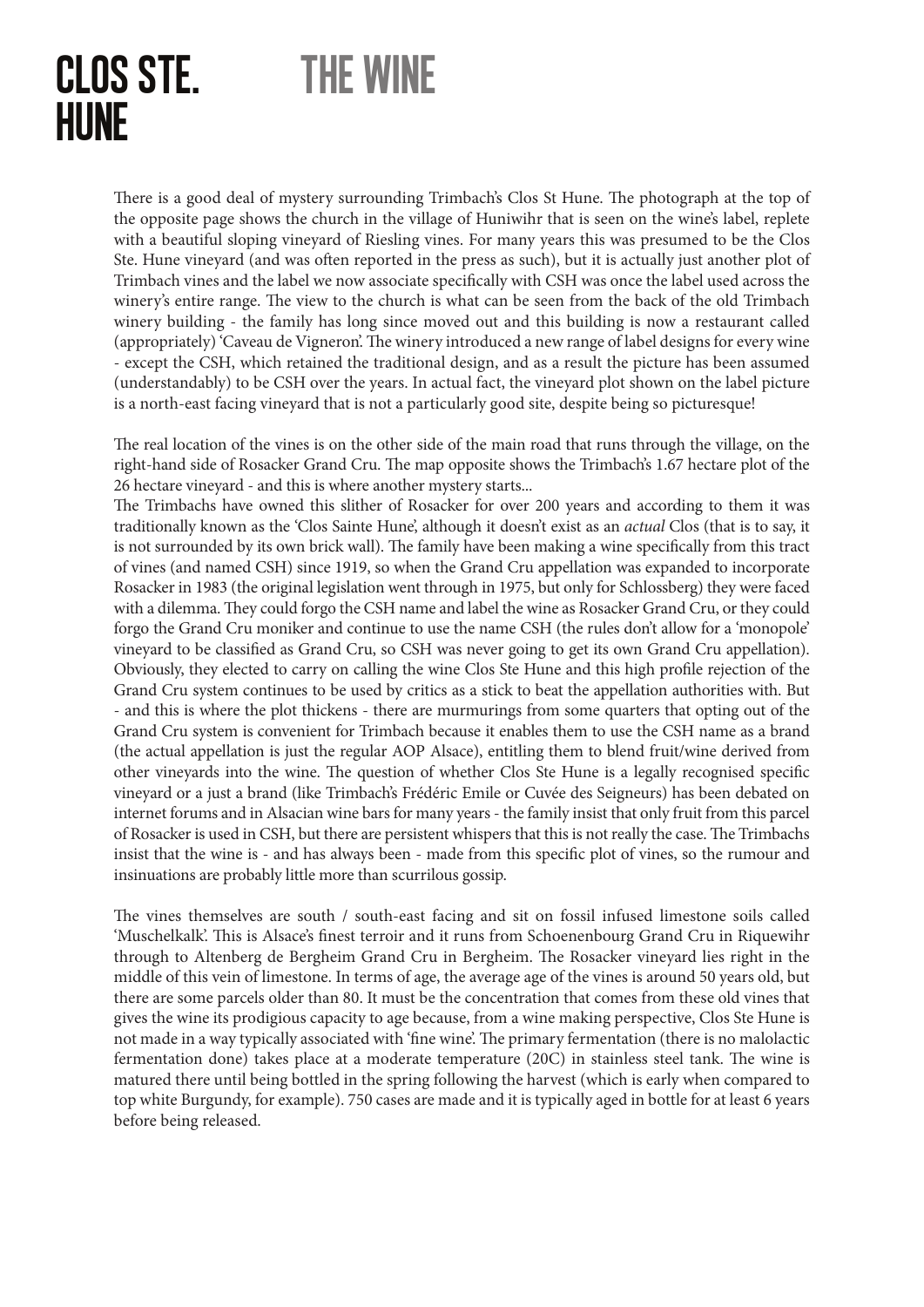# CLOS STE. HUNE

# THE WINE

There is a good deal of mystery surrounding Trimbach's Clos St Hune. The photograph at the top of the opposite page shows the church in the village of Huniwihr that is seen on the wine's label, replete with a beautiful sloping vineyard of Riesling vines. For many years this was presumed to be the Clos Ste. Hune vineyard (and was often reported in the press as such), but it is actually just another plot of Trimbach vines and the label we now associate specifically with CSH was once the label used across the winery's entire range. The view to the church is what can be seen from the back of the old Trimbach winery building - the family has long since moved out and this building is now a restaurant called (appropriately) 'Caveau de Vigneron'. The winery introduced a new range of label designs for every wine - except the CSH, which retained the traditional design, and as a result the picture has been assumed (understandably) to be CSH over the years. In actual fact, the vineyard plot shown on the label picture is a north-east facing vineyard that is not a particularly good site, despite being so picturesque!

The real location of the vines is on the other side of the main road that runs through the village, on the right-hand side of Rosacker Grand Cru. The map opposite shows the Trimbach's 1.67 hectare plot of the 26 hectare vineyard - and this is where another mystery starts...

The Trimbachs have owned this slither of Rosacker for over 200 years and according to them it was traditionally known as the 'Clos Sainte Hune', although it doesn't exist as an *actual* Clos (that is to say, it is not surrounded by its own brick wall). The family have been making a wine specifically from this tract of vines (and named CSH) since 1919, so when the Grand Cru appellation was expanded to incorporate Rosacker in 1983 (the original legislation went through in 1975, but only for Schlossberg) they were faced with a dilemma. They could forgo the CSH name and label the wine as Rosacker Grand Cru, or they could forgo the Grand Cru moniker and continue to use the name CSH (the rules don't allow for a 'monopole' vineyard to be classified as Grand Cru, so CSH was never going to get its own Grand Cru appellation). Obviously, they elected to carry on calling the wine Clos Ste Hune and this high profile rejection of the Grand Cru system continues to be used by critics as a stick to beat the appellation authorities with. But - and this is where the plot thickens - there are murmurings from some quarters that opting out of the Grand Cru system is convenient for Trimbach because it enables them to use the CSH name as a brand (the actual appellation is just the regular AOP Alsace), entitling them to blend fruit/wine derived from other vineyards into the wine. The question of whether Clos Ste Hune is a legally recognised specific vineyard or a just a brand (like Trimbach's Frédéric Emile or Cuvée des Seigneurs) has been debated on internet forums and in Alsacian wine bars for many years - the family insist that only fruit from this parcel of Rosacker is used in CSH, but there are persistent whispers that this is not really the case. The Trimbachs insist that the wine is - and has always been - made from this specific plot of vines, so the rumour and insinuations are probably little more than scurrilous gossip.

The vines themselves are south / south-east facing and sit on fossil infused limestone soils called 'Muschelkalk'. This is Alsace's finest terroir and it runs from Schoenenbourg Grand Cru in Riquewihr through to Altenberg de Bergheim Grand Cru in Bergheim. The Rosacker vineyard lies right in the middle of this vein of limestone. In terms of age, the average age of the vines is around 50 years old, but there are some parcels older than 80. It must be the concentration that comes from these old vines that gives the wine its prodigious capacity to age because, from a wine making perspective, Clos Ste Hune is not made in a way typically associated with 'fine wine'. The primary fermentation (there is no malolactic fermentation done) takes place at a moderate temperature (20C) in stainless steel tank. The wine is matured there until being bottled in the spring following the harvest (which is early when compared to top white Burgundy, for example). 750 cases are made and it is typically aged in bottle for at least 6 years before being released.